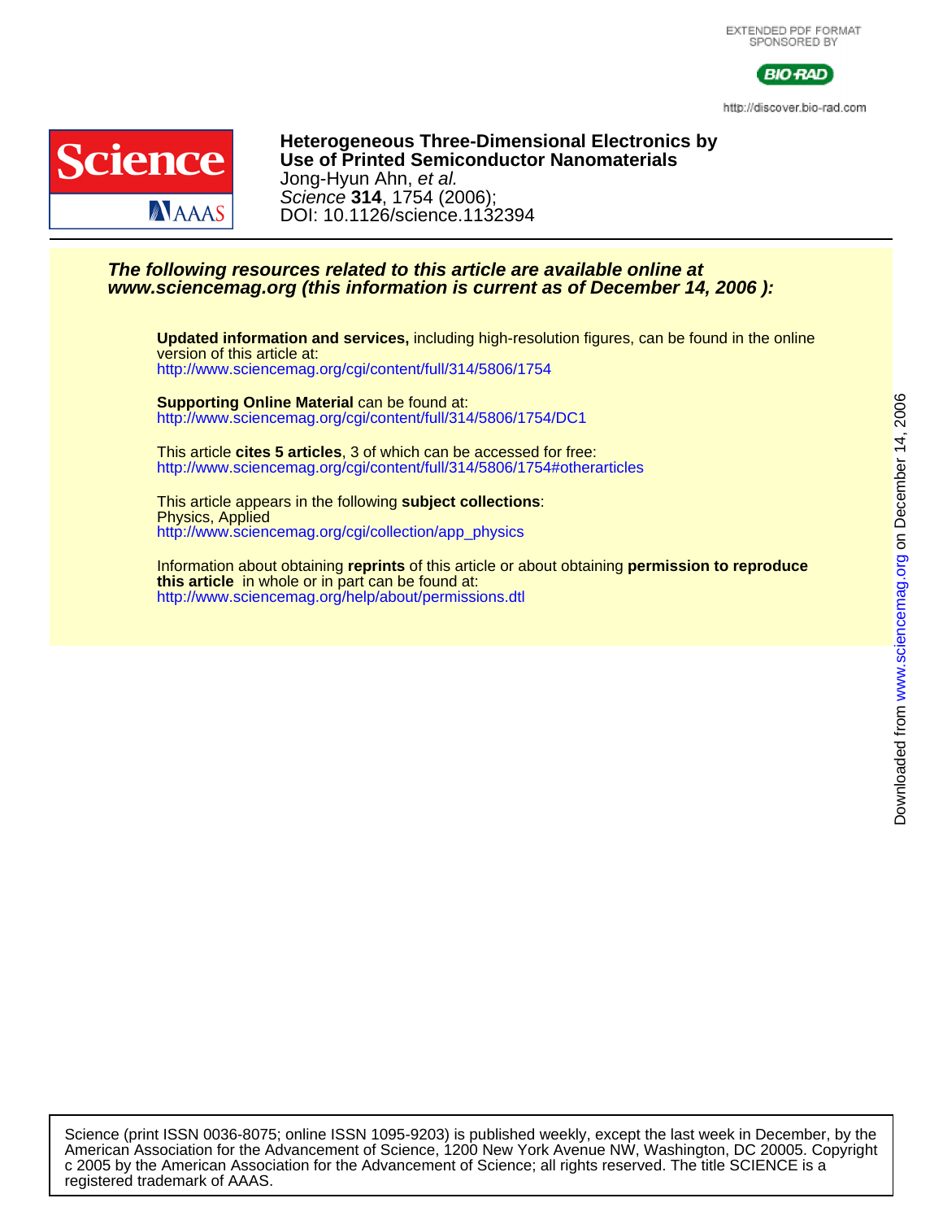EXTENDED PDF FORMAT
SPONSORED BY

http://discover.bio-rad.com

# Heterogeneous Three-Dimensional Electronics by Use of Printed Semiconductor Nanomaterials

Jong-Hyun Ahn, *et al.*

*Science* **314**, 1754 (2006);

DOI: 10.1126/science.1132394

***The following resources related to this article are available online at www.sciencemag.org (this information is current as of December 14, 2006 ):***

**Updated information and services,** including high-resolution figures, can be found in the online version of this article at:
http://www.sciencemag.org/cgi/content/full/314/5806/1754

**Supporting Online Material** can be found at:
http://www.sciencemag.org/cgi/content/full/314/5806/1754/DC1

This article **cites 5 articles**, 3 of which can be accessed for free:
http://www.sciencemag.org/cgi/content/full/314/5806/1754#otherarticles

This article appears in the following **subject collections**:
Physics, Applied
http://www.sciencemag.org/cgi/collection/app_physics

Information about obtaining **reprints** of this article or about obtaining **permission to reproduce this article** in whole or in part can be found at:
http://www.sciencemag.org/help/about/permissions.dtl

Downloaded from www.sciencemag.org on December 14, 2006

Science (print ISSN 0036-8075; online ISSN 1095-9203) is published weekly, except the last week in December, by the American Association for the Advancement of Science, 1200 New York Avenue NW, Washington, DC 20005. Copyright c 2005 by the American Association for the Advancement of Science; all rights reserved. The title SCIENCE is a registered trademark of AAAS.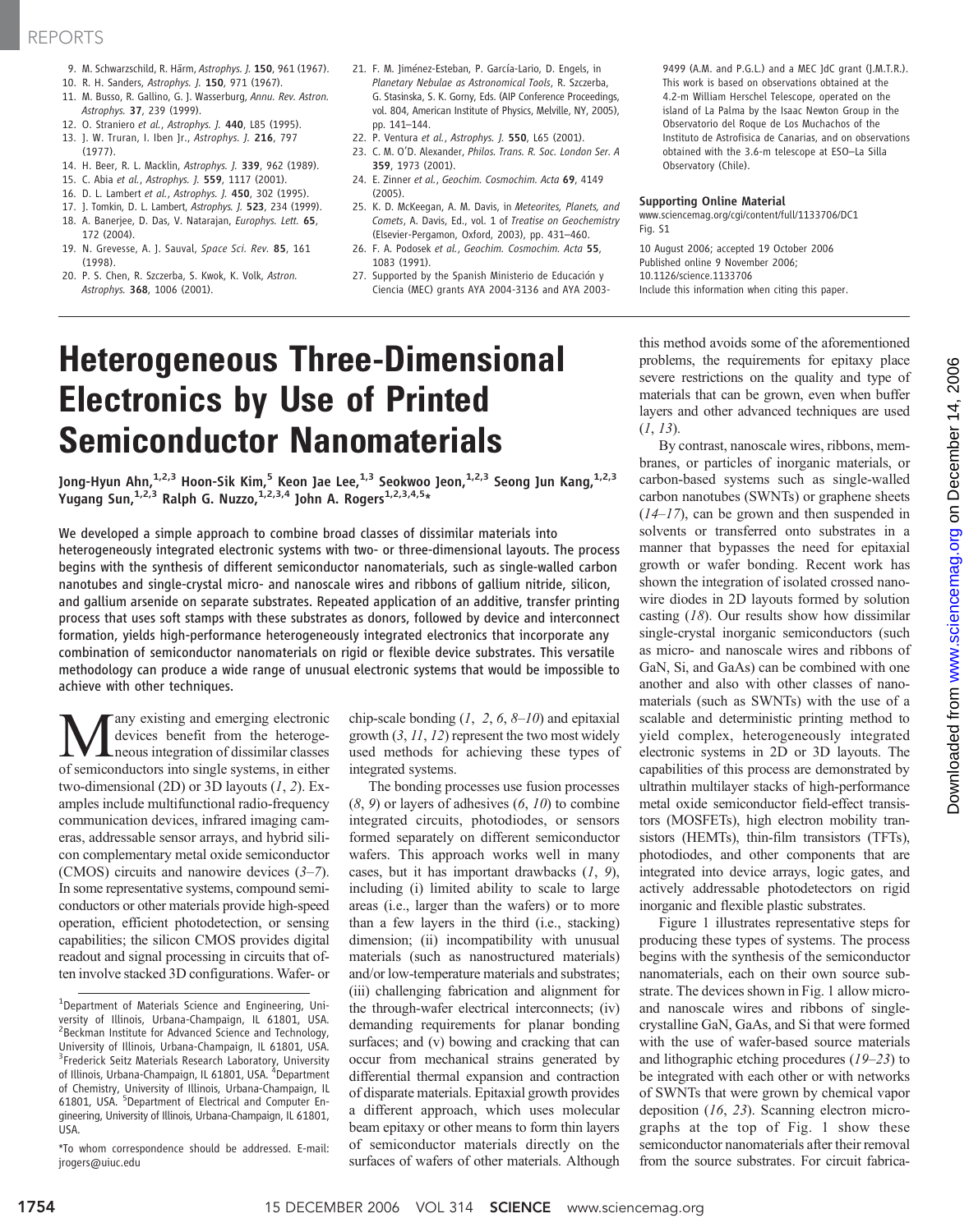9. M. Schwarzschild, R. Härm, *Astrophys. J.* **150**, 961 (1967).
10. R. H. Sanders, *Astrophys. J.* **150**, 971 (1967).
11. M. Busso, R. Gallino, G. J. Wasserburg, *Annu. Rev. Astron. Astrophys.* **37**, 239 (1999).
12. O. Straniero *et al.*, *Astrophys. J.* **440**, L85 (1995).
13. J. W. Truran, I. Iben Jr., *Astrophys. J.* **216**, 797 (1977).
14. H. Beer, R. L. Macklin, *Astrophys. J.* **339**, 962 (1989).
15. C. Abia *et al.*, *Astrophys. J.* **559**, 1117 (2001).
16. D. L. Lambert *et al.*, *Astrophys. J.* **450**, 302 (1995).
17. J. Tomkin, D. L. Lambert, *Astrophys. J.* **523**, 234 (1999).
18. A. Banerjee, D. Das, V. Natarajan, *Europhys. Lett.* **65**, 172 (2004).
19. N. Grevesse, A. J. Sauval, *Space Sci. Rev.* **85**, 161 (1998).
20. P. S. Chen, R. Szczerba, S. Kwok, K. Volk, *Astron. Astrophys.* **368**, 1006 (2001).
21. F. M. Jiménez-Esteban, P. García-Lario, D. Engels, in *Planetary Nebulae as Astronomical Tools*, R. Szczerba, G. Stasinska, S. K. Gorny, Eds. (AIP Conference Proceedings, vol. 804, American Institute of Physics, Melville, NY, 2005), pp. 141–144.
22. P. Ventura *et al.*, *Astrophys. J.* **550**, L65 (2001).
23. C. M. O'D. Alexander, *Philos. Trans. R. Soc. London Ser. A* **359**, 1973 (2001).
24. E. Zinner *et al.*, *Geochim. Cosmochim. Acta* **69**, 4149 (2005).
25. K. D. McKeegan, A. M. Davis, in *Meteorites, Planets, and Comets*, A. Davis, Ed., vol. 1 of *Treatise on Geochemistry* (Elsevier-Pergamon, Oxford, 2003), pp. 431–460.
26. F. A. Podosek *et al.*, *Geochim. Cosmochim. Acta* **55**, 1083 (1991).
27. Supported by the Spanish Ministerio de Educación y Ciencia (MEC) grants AYA 2004-3136 and AYA 2003-9499 (A.M. and P.G.L.) and a MEC JdC grant (J.M.T.R.). This work is based on observations obtained at the 4.2-m William Herschel Telescope, operated on the island of La Palma by the Isaac Newton Group in the Observatorio del Roque de Los Muchachos of the Instituto de Astrofisica de Canarias, and on observations obtained with the 3.6-m telescope at ESO–La Silla Observatory (Chile).

**Supporting Online Material**
www.sciencemag.org/cgi/content/full/1133706/DC1
Fig. S1

10 August 2006; accepted 19 October 2006
Published online 9 November 2006;
10.1126/science.1133706
Include this information when citing this paper.

# Heterogeneous Three-Dimensional Electronics by Use of Printed Semiconductor Nanomaterials

**Jong-Hyun Ahn,[1,2,3] Hoon-Sik Kim,[5] Keon Jae Lee,[1,3] Seokwoo Jeon,[1,2,3] Seong Jun Kang,[1,2,3] Yugang Sun,[1,2,3] Ralph G. Nuzzo,[1,2,3,4] John A. Rogers[1,2,3,4,5]***

We developed a simple approach to combine broad classes of dissimilar materials into heterogeneously integrated electronic systems with two- or three-dimensional layouts. The process begins with the synthesis of different semiconductor nanomaterials, such as single-walled carbon nanotubes and single-crystal micro- and nanoscale wires and ribbons of gallium nitride, silicon, and gallium arsenide on separate substrates. Repeated application of an additive, transfer printing process that uses soft stamps with these substrates as donors, followed by device and interconnect formation, yields high-performance heterogeneously integrated electronics that incorporate any combination of semiconductor nanomaterials on rigid or flexible device substrates. This versatile methodology can produce a wide range of unusual electronic systems that would be impossible to achieve with other techniques.

Many existing and emerging electronic devices benefit from the heterogeneous integration of dissimilar classes of semiconductors into single systems, in either two-dimensional (2D) or 3D layouts (*1*, *2*). Examples include multifunctional radio-frequency communication devices, infrared imaging cameras, addressable sensor arrays, and hybrid silicon complementary metal oxide semiconductor (CMOS) circuits and nanowire devices (*3*–*7*). In some representative systems, compound semiconductors or other materials provide high-speed operation, efficient photodetection, or sensing capabilities; the silicon CMOS provides digital readout and signal processing in circuits that often involve stacked 3D configurations. Wafer- or chip-scale bonding (*1*, *2*, *6*, *8*–*10*) and epitaxial growth (*3*, *11*, *12*) represent the two most widely used methods for achieving these types of integrated systems.

The bonding processes use fusion processes (*8*, *9*) or layers of adhesives (*6*, *10*) to combine integrated circuits, photodiodes, or sensors formed separately on different semiconductor wafers. This approach works well in many cases, but it has important drawbacks (*1*, *9*), including (i) limited ability to scale to large areas (i.e., larger than the wafers) or to more than a few layers in the third (i.e., stacking) dimension; (ii) incompatibility with unusual materials (such as nanostructured materials) and/or low-temperature materials and substrates; (iii) challenging fabrication and alignment for the through-wafer electrical interconnects; (iv) demanding requirements for planar bonding surfaces; and (v) bowing and cracking that can occur from mechanical strains generated by differential thermal expansion and contraction of disparate materials. Epitaxial growth provides a different approach, which uses molecular beam epitaxy or other means to form thin layers of semiconductor materials directly on the surfaces of wafers of other materials. Although this method avoids some of the aforementioned problems, the requirements for epitaxy place severe restrictions on the quality and type of materials that can be grown, even when buffer layers and other advanced techniques are used (*1*, *13*).

By contrast, nanoscale wires, ribbons, membranes, or particles of inorganic materials, or carbon-based systems such as single-walled carbon nanotubes (SWNTs) or graphene sheets (*14*–*17*), can be grown and then suspended in solvents or transferred onto substrates in a manner that bypasses the need for epitaxial growth or wafer bonding. Recent work has shown the integration of isolated crossed nanowire diodes in 2D layouts formed by solution casting (*18*). Our results show how dissimilar single-crystal inorganic semiconductors (such as micro- and nanoscale wires and ribbons of GaN, Si and GaAs) can be combined with one another and also with other classes of nanomaterials (such as SWNTs) with the use of a scalable and deterministic printing method to yield complex, heterogeneously integrated electronic systems in 2D or 3D layouts. The capabilities of this process are demonstrated by ultrathin multilayer stacks of high-performance metal oxide semiconductor field-effect transistors (MOSFETs), high electron mobility transistors (HEMTs), thin-film transistors (TFTs), photodiodes, and other components that are integrated into device arrays, logic gates, and actively addressable photodetectors on rigid inorganic and flexible plastic substrates.

Figure 1 illustrates representative steps for producing these types of systems. The process begins with the synthesis of the semiconductor nanomaterials, each on their own source substrate. The devices shown in Fig. 1 allow micro- and nanoscale wires and ribbons of single-crystalline GaN, GaAs, and Si that were formed with the use of wafer-based source materials and lithographic etching procedures (*19*–*23*) to be integrated with each other or with networks of SWNTs that were grown by chemical vapor deposition (*16*, *23*). Scanning electron micrographs at the top of Fig. 1 show these semiconductor nanomaterials after their removal from the source substrates. For circuit fabrica-

[1]Department of Materials Science and Engineering, University of Illinois, Urbana-Champaign, IL 61801, USA. [2]Beckman Institute for Advanced Science and Technology, University of Illinois, Urbana-Champaign, IL 61801, USA. [3]Frederick Seitz Materials Research Laboratory, University of Illinois, Urbana-Champaign, IL 61801, USA. [4]Department of Chemistry, University of Illinois, Urbana-Champaign, IL 61801, USA. [5]Department of Electrical and Computer Engineering, University of Illinois, Urbana-Champaign, IL 61801, USA.

*To whom correspondence should be addressed. E-mail: jrogers@uiuc.edu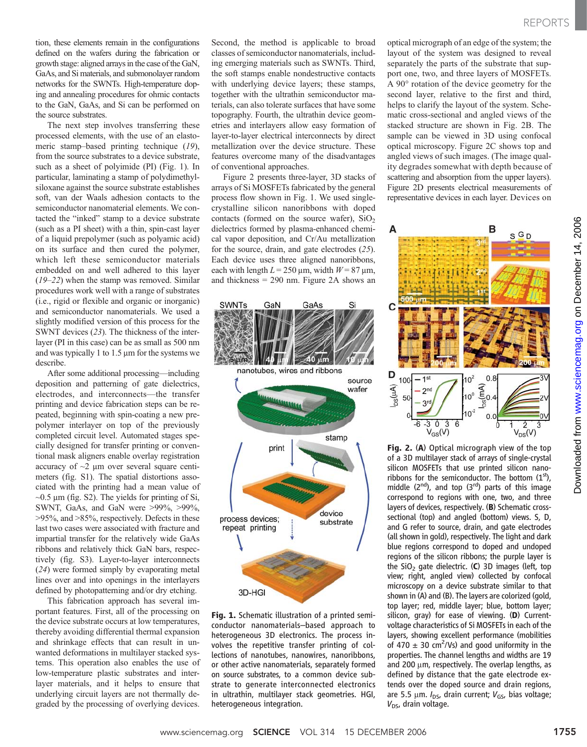tion, these elements remain in the configurations defined on the wafers during the fabrication or growth stage: aligned arrays in the case of the GaN, GaAs, and Si materials, and submonolayer random networks for the SWNTs. High-temperature doping and annealing procedures for ohmic contacts to the GaN, GaAs, and Si can be performed on the source substrates.

The next step involves transferring these processed elements, with the use of an elastomeric stamp–based printing technique (*19*), from the source substrates to a device substrate, such as a sheet of polyimide (PI) (Fig. 1). In particular, laminating a stamp of polydimethylsiloxane against the source substrate establishes soft, van der Waals adhesion contacts to the semiconductor nanomaterial elements. We contacted the "inked" stamp to a device substrate (such as a PI sheet) with a thin, spin-cast layer of a liquid prepolymer (such as polyamic acid) on its surface and then cured the polymer, which left these semiconductor materials embedded on and well adhered to this layer (*19*–*22*) when the stamp was removed. Similar procedures work well with a range of substrates (i.e., rigid or flexible and organic or inorganic) and semiconductor nanomaterials. We used a slightly modified version of this process for the SWNT devices (*23*). The thickness of the interlayer (PI in this case) can be as small as 500 nm and was typically 1 to 1.5 μm for the systems we describe.

After some additional processing—including deposition and patterning of gate dielectrics, electrodes, and interconnects—the transfer printing and device fabrication steps can be repeated, beginning with spin-coating a new prepolymer interlayer on top of the previously completed circuit level. Automated stages specially designed for transfer printing or conventional mask aligners enable overlay registration accuracy of ~2 μm over several square centimeters (fig. S1). The spatial distortions associated with the printing had a mean value of ~0.5 μm (fig. S2). The yields for printing of Si, SWNT, GaAs, and GaN were >99%, >99%, >95%, and >85%, respectively. Defects in these last two cases were associated with fracture and impartial transfer for the relatively wide GaAs ribbons and relatively thick GaN bars, respectively (fig. S3). Layer-to-layer interconnects (*24*) were formed simply by evaporating metal lines over and into openings in the interlayers defined by photopatterning and/or dry etching.

This fabrication approach has several important features. First, all of the processing on the device substrate occurs at low temperatures, thereby avoiding differential thermal expansion and shrinkage effects that can result in unwanted deformations in multilayer stacked systems. This operation also enables the use of low-temperature plastic substrates and interlayer materials, and it helps to ensure that underlying circuit layers are not thermally degraded by the processing of overlying devices.

Second, the method is applicable to broad classes of semiconductor nanomaterials, including emerging materials such as SWNTs. Third, the soft stamps enable nondestructive contacts with underlying device layers; these stamps, together with the ultrathin semiconductor materials, can also tolerate surfaces that have some topography. Fourth, the ultrathin device geometries and interlayers allow easy formation of layer-to-layer electrical interconnects by direct metallization over the device structure. These features overcome many of the disadvantages of conventional approaches.

Figure 2 presents three-layer, 3D stacks of arrays of Si MOSFETs fabricated by the general process flow shown in Fig. 1. We used single-crystalline silicon nanoribbons with doped contacts (formed on the source wafer), $SiO_2$ dielectrics formed by plasma-enhanced chemical vapor deposition, and Cr/Au metallization for the source, drain, and gate electrodes (*25*). Each device uses three aligned nanoribbons, each with length $L$ = 250 μm, width $W$ = 87 μm, and thickness = 290 nm. Figure 2A shows an optical micrograph of an edge of the system; the layout of the system was designed to reveal separately the parts of the substrate that support one, two, and three layers of MOSFETs. A 90° rotation of the device geometry for the second layer, relative to the first and third, helps to clarify the layout of the system. Schematic cross-sectional and angled views of the stacked structure are shown in Fig. 2B. The sample can be viewed in 3D using confocal optical microscopy. Figure 2C shows top and angled views of such images. (The image quality degrades somewhat with depth because of scattering and absorption from the upper layers). Figure 2D presents electrical measurements of representative devices in each layer. Devices on

**Fig. 1.** Schematic illustration of a printed semiconductor nanomaterials–based approach to heterogeneous 3D electronics. The process involves the repetitive transfer printing of collections of nanotubes, nanowires, nanoribbons, or other active nanomaterials, separately formed on source substrates, to a common device substrate to generate interconnected electronics in ultrathin, multilayer stack geometries. HGI, heterogeneous integration.

**Fig. 2.** (**A**) Optical micrograph view of the top of a 3D multilayer stack of arrays of single-crystal silicon MOSFETs that use printed silicon nanoribbons for the semiconductor. The bottom (1[st]), middle (2[nd]), and top (3[rd]) parts of this image correspond to regions with one, two, and three layers of devices, respectively. (**B**) Schematic cross-sectional (top) and angled (bottom) views. S, D, and G refer to source, drain, and gate electrodes (all shown in gold), respectively. The light and dark blue regions correspond to doped and undoped regions of the silicon ribbons; the purple layer is the $SiO_2$ gate dielectric. (**C**) 3D images (left, top view; right, angled view) collected by confocal microscopy on a device substrate similar to that shown in (A) and (B). The layers are colorized (gold, top layer; red, middle layer; blue, bottom layer; silicon, gray) for ease of viewing. (**D**) Current-voltage characteristics of Si MOSFETs in each of the layers, showing excellent performance (mobilities of 470 ± 30 $cm^2$/Vs) and good uniformity in the properties. The channel lengths and widths are 19 and 200 μm, respectively. The overlap lengths, as defined by distance that the gate electrode extends over the doped source and drain regions, are 5.5 μm. $I_{DS}$, drain current; $V_{GS}$, bias voltage; $V_{DS}$, drain voltage.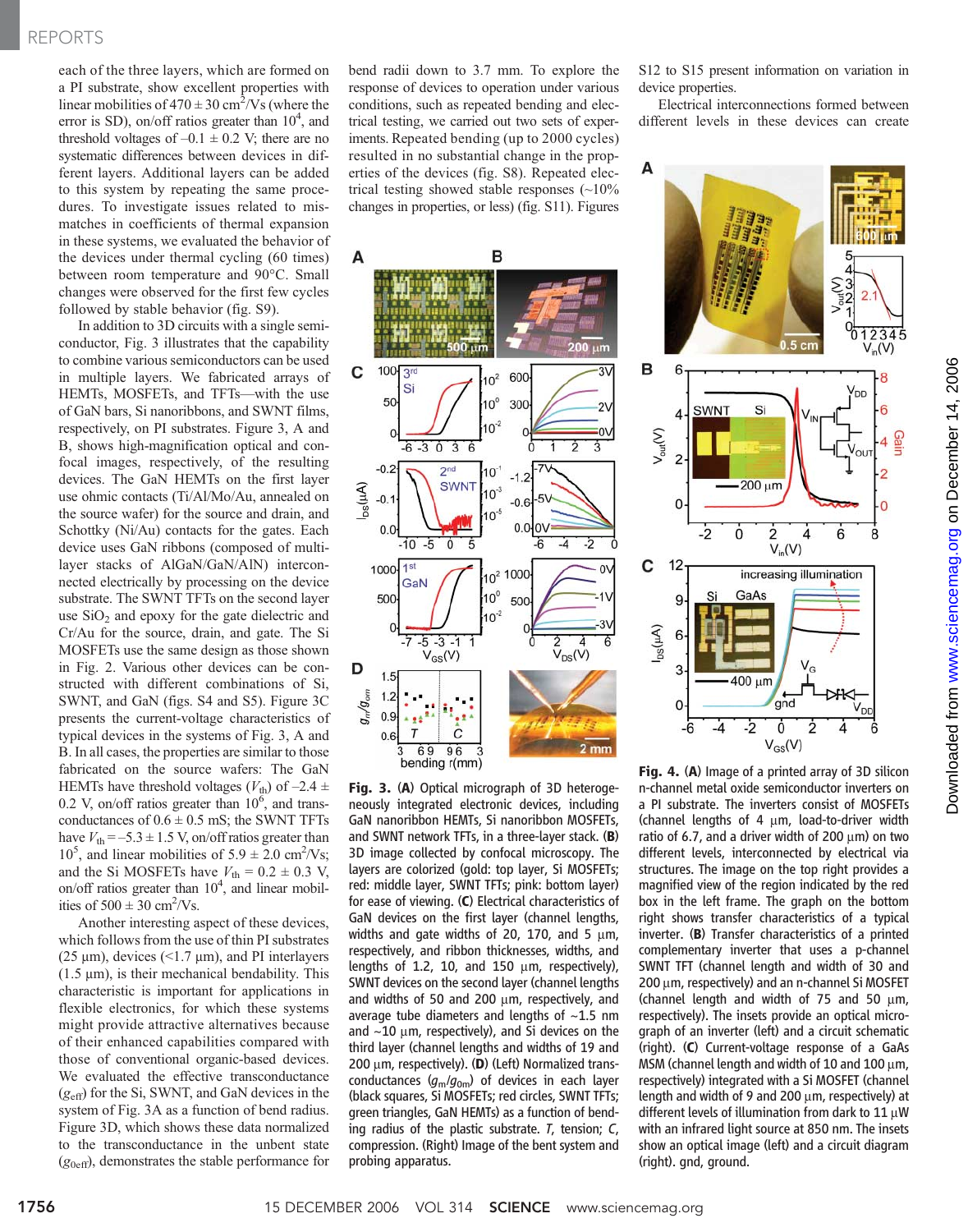each of the three layers, which are formed on a PI substrate, show excellent properties with linear mobilities of $470 \pm 30$ $cm^2$/Vs (where the error is SD), on/off ratios greater than $10^4$, and threshold voltages of $-0.1 \pm 0.2$ V; there are no systematic differences between devices in different layers. Additional layers can be added to this system by repeating the same procedures. To investigate issues related to mismatches in coefficients of thermal expansion in these systems, we evaluated the behavior of the devices under thermal cycling (60 times) between room temperature and 90°C. Small changes were observed for the first few cycles followed by stable behavior (fig. S9).

In addition to 3D circuits with a single semiconductor, Fig. 3 illustrates that the capability to combine various semiconductors can be used in multiple layers. We fabricated arrays of HEMTs, MOSFETs, and TFTs—with the use of GaN bars, Si nanoribbons, and SWNT films, respectively, on PI substrates. Figure 3, A and B, shows high-magnification optical and confocal images, respectively, of the resulting devices. The GaN HEMTs on the first layer use ohmic contacts (Ti/Al/Mo/Au, annealed on the source wafer) for the source and drain, and Schottky (Ni/Au) contacts for the gates. Each device uses GaN ribbons (composed of multilayer stacks of AlGaN/GaN/AlN) interconnected electrically by processing on the device substrate. The SWNT TFTs on the second layer use $SiO_2$ and epoxy for the gate dielectric and Cr/Au for the source, drain, and gate. The Si MOSFETs use the same design as those shown in Fig. 2. Various other devices can be constructed with different combinations of Si, SWNT, and GaN (figs. S4 and S5). Figure 3C presents the current-voltage characteristics of typical devices in the systems of Fig. 3, A and B. In all cases, the properties are similar to those fabricated on the source wafers: The GaN HEMTs have threshold voltages ($V_{th}$) of $-2.4 \pm 0.2$ V, on/off ratios greater than $10^6$, and transconductances of $0.6 \pm 0.5$ mS; the SWNT TFTs have $V_{th} = -5.3 \pm 1.5$ V, on/off ratios greater than $10^5$, and linear mobilities of $5.9 \pm 2.0$ $cm^2$/Vs; and the Si MOSFETs have $V_{th} = 0.2 \pm 0.3$ V, on/off ratios greater than $10^4$, and linear mobilities of $500 \pm 30$ $cm^2$/Vs.

Another interesting aspect of these devices, which follows from the use of thin PI substrates (25 μm), devices (<1.7 μm), and PI interlayers (1.5 μm), is their mechanical bendability. This characteristic is important for applications in flexible electronics, for which these systems might provide attractive alternatives because of their enhanced capabilities compared with those of conventional organic-based devices. We evaluated the effective transconductance ($g_{eff}$) for the Si, SWNT, and GaN devices in the system of Fig. 3A as a function of bend radius. Figure 3D, which shows these data normalized to the transconductance in the unbent state ($g_{0eff}$), demonstrates the stable performance for bend radii down to 3.7 mm. To explore the response of devices to operation under various conditions, such as repeated bending and electrical testing, we carried out two sets of experiments. Repeated bending (up to 2000 cycles) resulted in no substantial change in the properties of the devices (fig. S8). Repeated electrical testing showed stable responses (~10% changes in properties, or less) (fig. S11). Figures S12 to S15 present information on variation in device properties.

Electrical interconnections formed between different levels in these devices can create

**Fig. 3.** (**A**) Optical micrograph of 3D heterogeneously integrated electronic devices, including GaN nanoribbon HEMTs, Si nanoribbon MOSFETs, and SWNT network TFTs, in a three-layer stack. (**B**) 3D image collected by confocal microscopy. The layers are colorized (gold: top layer, Si MOSFETs; red: middle layer, SWNT TFTs; pink: bottom layer) for ease of viewing. (**C**) Electrical characteristics of GaN devices on the first layer (channel lengths, widths and gate widths of 20, 170, and 5 μm, respectively, and ribbon thicknesses, widths, and lengths of 1.2, 10, and 150 μm, respectively), SWNT devices on the second layer (channel lengths and widths of 50 and 200 μm, respectively, and average tube diameters and lengths of ~1.5 nm and ~10 μm, respectively), and Si devices on the third layer (channel lengths and widths of 19 and 200 μm, respectively). (**D**) (Left) Normalized transconductances ($g_m/g_{0m}$) of devices in each layer (black squares, Si MOSFETs; red circles, SWNT TFTs; green triangles, GaN HEMTs) as a function of bending radius of the plastic substrate. *T*, tension; *C*, compression. (Right) Image of the bent system and probing apparatus.

**Fig. 4.** (**A**) Image of a printed array of 3D silicon n-channel metal oxide semiconductor inverters on a PI substrate. The inverters consist of MOSFETs (channel lengths of 4 μm, load-to-driver width ratio of 6.7, and a driver width of 200 μm) on two different levels, interconnected by electrical via structures. The image on the top right provides a magnified view of the region indicated by the red box in the left frame. The graph on the bottom right shows transfer characteristics of a typical inverter. (**B**) Transfer characteristics of a printed complementary inverter that uses a p-channel SWNT TFT (channel length and width of 30 and 200 μm, respectively) and an n-channel Si MOSFET (channel length and width of 75 and 50 μm, respectively). The insets provide an optical micrograph of an inverter (left) and a circuit schematic (right). (**C**) Current-voltage response of a GaAs MSM (channel length and width of 10 and 100 μm, respectively) integrated with a Si MOSFET (channel length and width of 9 and 200 μm, respectively) at different levels of illumination from dark to 11 μW with an infrared light source at 850 nm. The insets show an optical image (left) and a circuit diagram (right). gnd, ground.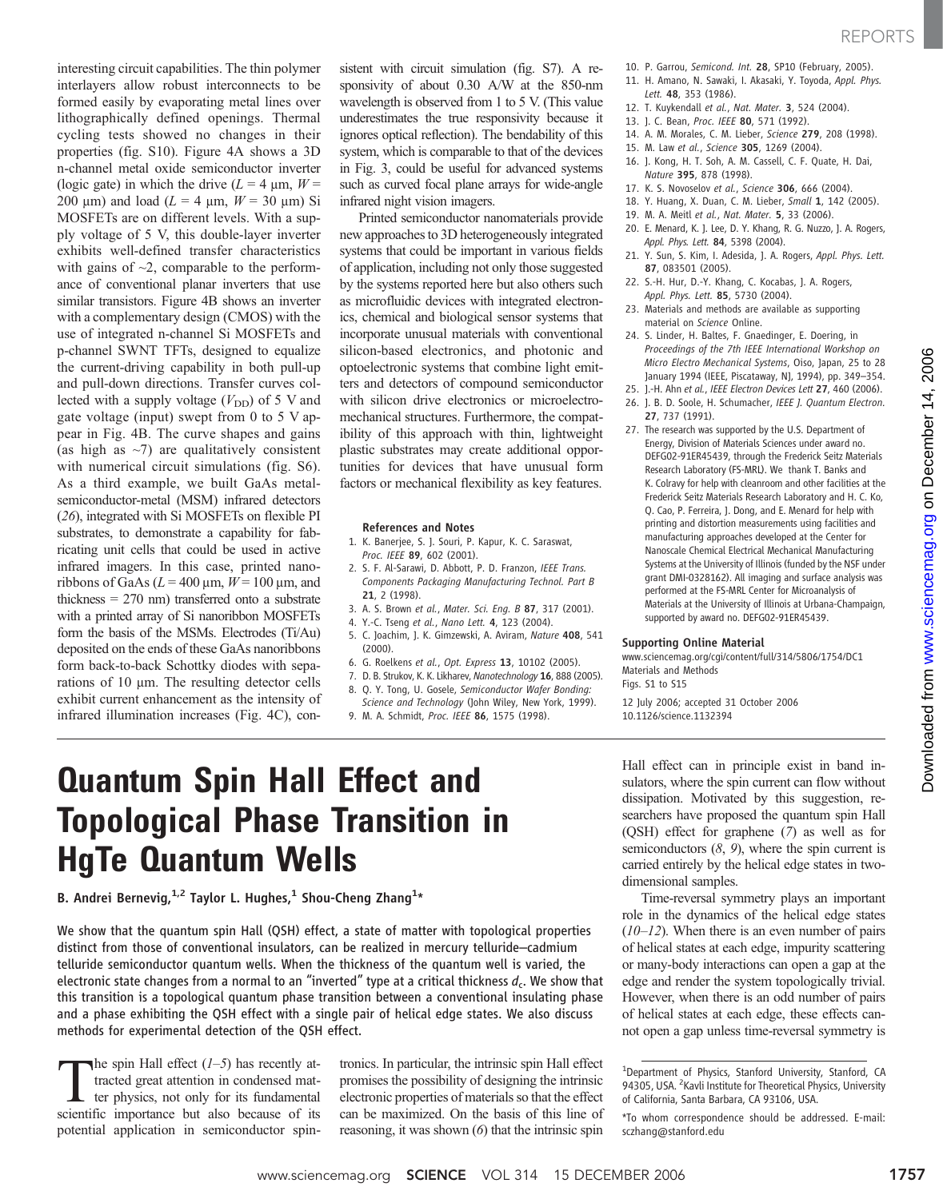interesting circuit capabilities. The thin polymer interlayers allow robust interconnects to be formed easily by evaporating metal lines over lithographically defined openings. Thermal cycling tests showed no changes in their properties (fig. S10). Figure 4A shows a 3D n-channel metal oxide semiconductor inverter (logic gate) in which the drive ($L$ = 4 μm, $W$ = 200 μm) and load ($L$ = 4 μm, $W$ = 30 μm) Si MOSFETs are on different levels. With a supply voltage of 5 V, this double-layer inverter exhibits well-defined transfer characteristics with gains of ~2, comparable to the performance of conventional planar inverters that use similar transistors. Figure 4B shows an inverter with a complementary design (CMOS) with the use of integrated n-channel Si MOSFETs and p-channel SWNT TFTs, designed to equalize the current-driving capability in both pull-up and pull-down directions. Transfer curves collected with a supply voltage ($V_{DD}$) of 5 V and gate voltage (input) swept from 0 to 5 V appear in Fig. 4B. The curve shapes and gains (as high as ~7) are qualitatively consistent with numerical circuit simulations (fig. S6). As a third example, we built GaAs metal-semiconductor-metal (MSM) infrared detectors (*26*), integrated with Si MOSFETs on flexible PI substrates, to demonstrate a capability for fabricating unit cells that could be used in active infrared imagers. In this case, printed nanoribbons of GaAs ($L$ = 400 μm, $W$ = 100 μm, and thickness = 270 nm) transferred onto a substrate with a printed array of Si nanoribbon MOSFETs form the basis of the MSMs. Electrodes (Ti/Au) deposited on the ends of these GaAs nanoribbons form back-to-back Schottky diodes with separations of 10 μm. The resulting detector cells exhibit current enhancement as the intensity of infrared illumination increases (Fig. 4C), consistent with circuit simulation (fig. S7). A responsivity of about 0.30 A/W at the 850-nm wavelength is observed from 1 to 5 V. (This value underestimates the true responsivity because it ignores optical reflection). The bendability of this system, which is comparable to that of the devices in Fig. 3, could be useful for advanced systems such as curved focal plane arrays for wide-angle infrared night vision imagers.

Printed semiconductor nanomaterials provide new approaches to 3D heterogeneously integrated systems that could be important in various fields of application, including not only those suggested by the systems reported here but also others such as microfluidic devices with integrated electronics, chemical and biological sensor systems that incorporate unusual materials with conventional silicon-based electronics, and photonic and optoelectronic systems that combine light emitters and detectors of compound semiconductor with silicon drive electronics or microelectromechanical structures. Furthermore, the compatibility of this approach with thin, lightweight plastic substrates may create additional opportunities for devices that have unusual form factors or mechanical flexibility as key features.

### References and Notes

1. K. Banerjee, S. J. Souri, P. Kapur, K. C. Saraswat, *Proc. IEEE* **89**, 602 (2001).
2. S. F. Al-Sarawi, D. Abbott, P. D. Franzon, *IEEE Trans. Components Packaging Manufacturing Technol. Part B* **21**, 2 (1998).
3. A. S. Brown *et al.*, *Mater. Sci. Eng. B* **87**, 317 (2001).
4. Y.-C. Tseng *et al.*, *Nano Lett.* **4**, 123 (2004).
5. C. Joachim, J. K. Gimzewski, A. Aviram, *Nature* **408**, 541 (2000).
6. G. Roelkens *et al.*, *Opt. Express* **13**, 10102 (2005).
7. D. B. Strukov, K. K. Likharev, *Nanotechnology* **16**, 888 (2005).
8. Q. Y. Tong, U. Gosele, *Semiconductor Wafer Bonding: Science and Technology* (John Wiley, New York, 1999).
9. M. A. Schmidt, *Proc. IEEE* **86**, 1575 (1998).
10. P. Garrou, *Semicond. Int.* **28**, SP10 (February, 2005).
11. H. Amano, N. Sawaki, I. Akasaki, Y. Toyoda, *Appl. Phys. Lett.* **48**, 353 (1986).
12. T. Kuykendall *et al.*, *Nat. Mater.* **3**, 524 (2004).
13. J. C. Bean, *Proc. IEEE* **80**, 571 (1992).
14. A. M. Morales, C. M. Lieber, *Science* **279**, 208 (1998).
15. M. Law *et al.*, *Science* **305**, 1269 (2004).
16. J. Kong, H. T. Soh, A. M. Cassell, C. F. Quate, H. Dai, *Nature* **395**, 878 (1998).
17. K. S. Novoselov *et al.*, *Science* **306**, 666 (2004).
18. Y. Huang, X. Duan, C. M. Lieber, *Small* **1**, 142 (2005).
19. M. A. Meitl *et al.*, *Nat. Mater.* **5**, 33 (2006).
20. E. Menard, K. J. Lee, D. Y. Khang, R. G. Nuzzo, J. A. Rogers, *Appl. Phys. Lett.* **84**, 5398 (2004).
21. Y. Sun, S. Kim, I. Adesida, J. A. Rogers, *Appl. Phys. Lett.* **87**, 083501 (2005).
22. S.-H. Hur, D.-Y. Khang, C. Kocabas, J. A. Rogers, *Appl. Phys. Lett.* **85**, 5730 (2004).
23. Materials and methods are available as supporting material on *Science* Online.
24. S. Linder, H. Baltes, F. Gnaedinger, E. Doering, in *Proceedings of the 7th IEEE International Workshop on Micro Electro Mechanical Systems*, Oiso, Japan, 25 to 28 January 1994 (IEEE, Piscataway, NJ, 1994), pp. 349–354.
25. J.-H. Ahn *et al.*, *IEEE Electron Devices Lett* **27**, 460 (2006).
26. J. B. D. Soole, H. Schumacher, *IEEE J. Quantum Electron.* **27**, 737 (1991).
27. The research was supported by the U.S. Department of Energy, Division of Materials Sciences under award no. DEFG02-91ER45439, through the Frederick Seitz Materials Research Laboratory (FS-MRL). We thank T. Banks and K. Colravy for help with cleanroom and other facilities at the Frederick Seitz Materials Research Laboratory and H. C. Ko, Q. Cao, P. Ferreira, J. Dong, and E. Menard for help with printing and distortion measurements using facilities and manufacturing approaches developed at the Center for Nanoscale Chemical Electrical Mechanical Manufacturing Systems at the University of Illinois (funded by the NSF under grant DMI-0328162). All imaging and surface analysis was performed at the FS-MRL Center for Microanalysis of Materials at the University of Illinois at Urbana-Champaign, supported by award no. DEFG02-91ER45439.

### Supporting Online Material

www.sciencemag.org/cgi/content/full/314/5806/1754/DC1
Materials and Methods
Figs. S1 to S15

12 July 2006; accepted 31 October 2006
10.1126/science.1132394

# Quantum Spin Hall Effect and Topological Phase Transition in HgTe Quantum Wells

**B. Andrei Bernevig,[1,2] Taylor L. Hughes,[1] Shou-Cheng Zhang[1]***

**We show that the quantum spin Hall (QSH) effect, a state of matter with topological properties distinct from those of conventional insulators, can be realized in mercury telluride–cadmium telluride semiconductor quantum wells. When the thickness of the quantum well is varied, the electronic state changes from a normal to an "inverted" type at a critical thickness $d_c$. We show that this transition is a topological quantum phase transition between a conventional insulating phase and a phase exhibiting the QSH effect with a single pair of helical edge states. We also discuss methods for experimental detection of the QSH effect.**

The spin Hall effect (*1–5*) has recently attracted great attention in condensed matter physics, not only for its fundamental scientific importance but also because of its potential application in semiconductor spintronics. In particular, the intrinsic spin Hall effect promises the possibility of designing the intrinsic electronic properties of materials so that the effect can be maximized. On the basis of this line of reasoning, it was shown (*6*) that the intrinsic spin Hall effect can in principle exist in band insulators, where the spin current can flow without dissipation. Motivated by this suggestion, researchers have proposed the quantum spin Hall (QSH) effect for graphene (*7*) as well as for semiconductors (*8*, *9*), where the spin current is carried entirely by the helical edge states in two-dimensional samples.

Time-reversal symmetry plays an important role in the dynamics of the helical edge states (*10–12*). When there is an even number of pairs of helical states at each edge, impurity scattering or many-body interactions can open a gap at the edge and render the system topologically trivial. However, when there is an odd number of pairs of helical states at each edge, these effects cannot open a gap unless time-reversal symmetry is

[1]Department of Physics, Stanford University, Stanford, CA 94305, USA. [2]Kavli Institute for Theoretical Physics, University of California, Santa Barbara, CA 93106, USA.

*To whom correspondence should be addressed. E-mail: sczhang@stanford.edu